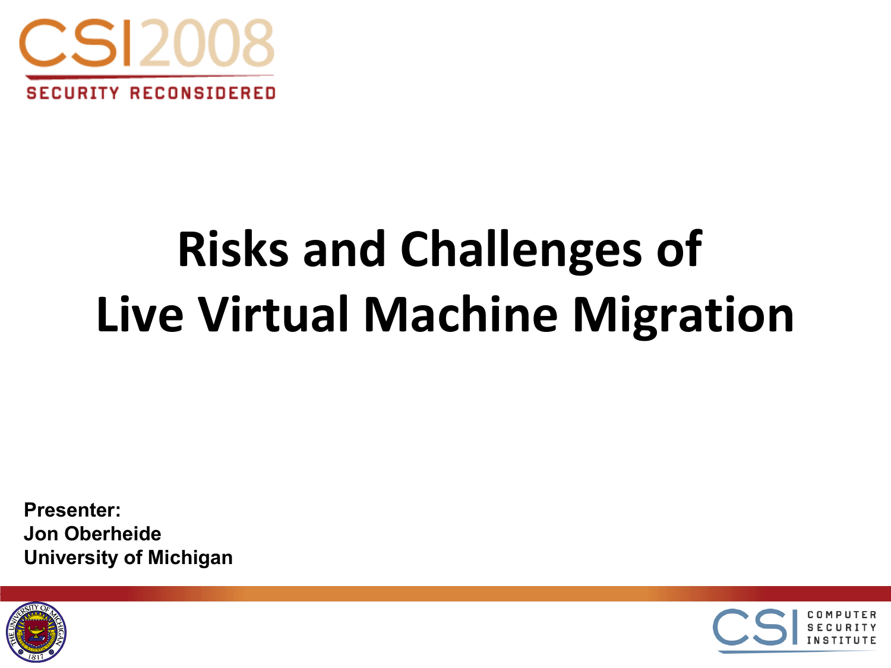CSI2008

SECURITY RECONSIDERED

# Risks and Challenges of Live Virtual Machine Migration

**Presenter:**
**Jon Oberheide**
**University of Michigan**

CSI COMPUTER SECURITY INSTITUTE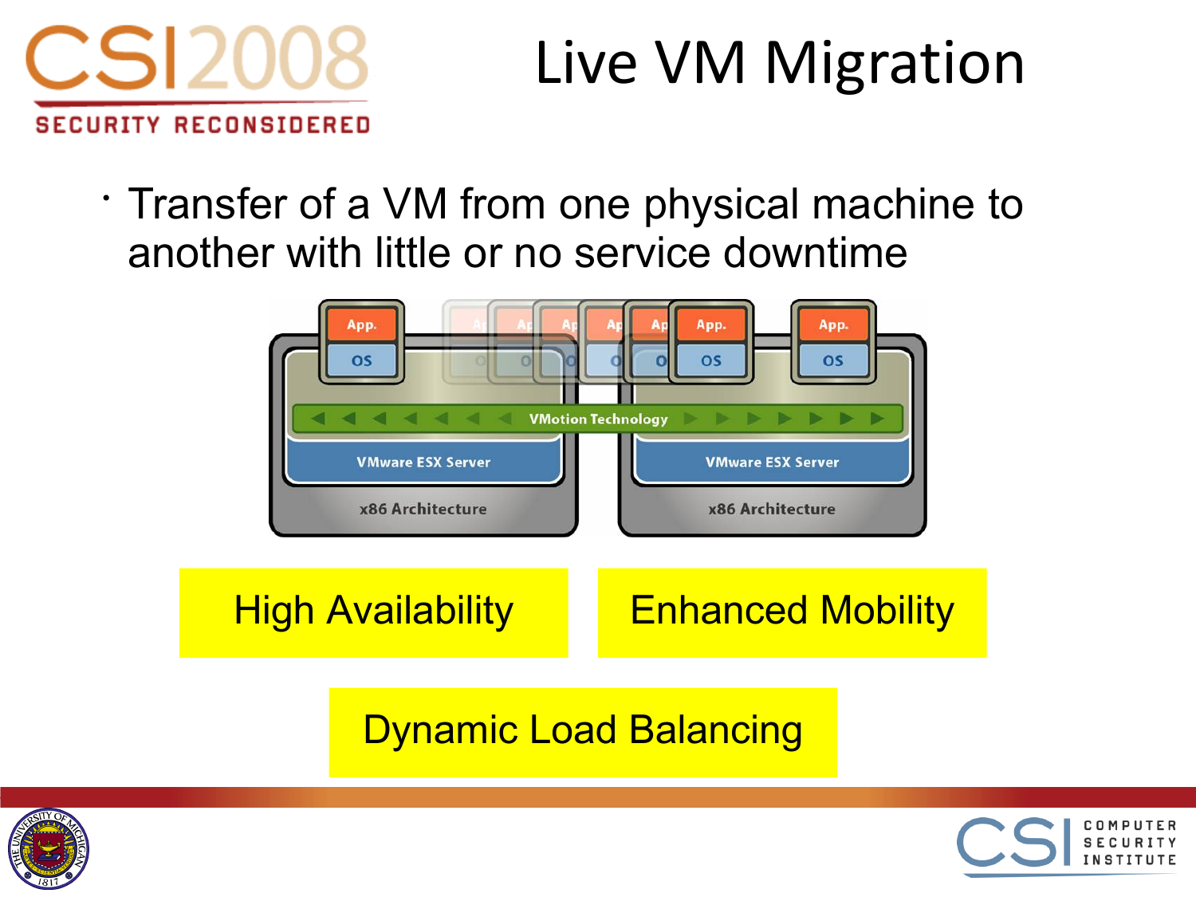# Live VM Migration

- Transfer of a VM from one physical machine to another with little or no service downtime

App.
OS
VMotion Technology
VMware ESX Server
x86 Architecture
VMware ESX Server
x86 Architecture

High Availability

Enhanced Mobility

Dynamic Load Balancing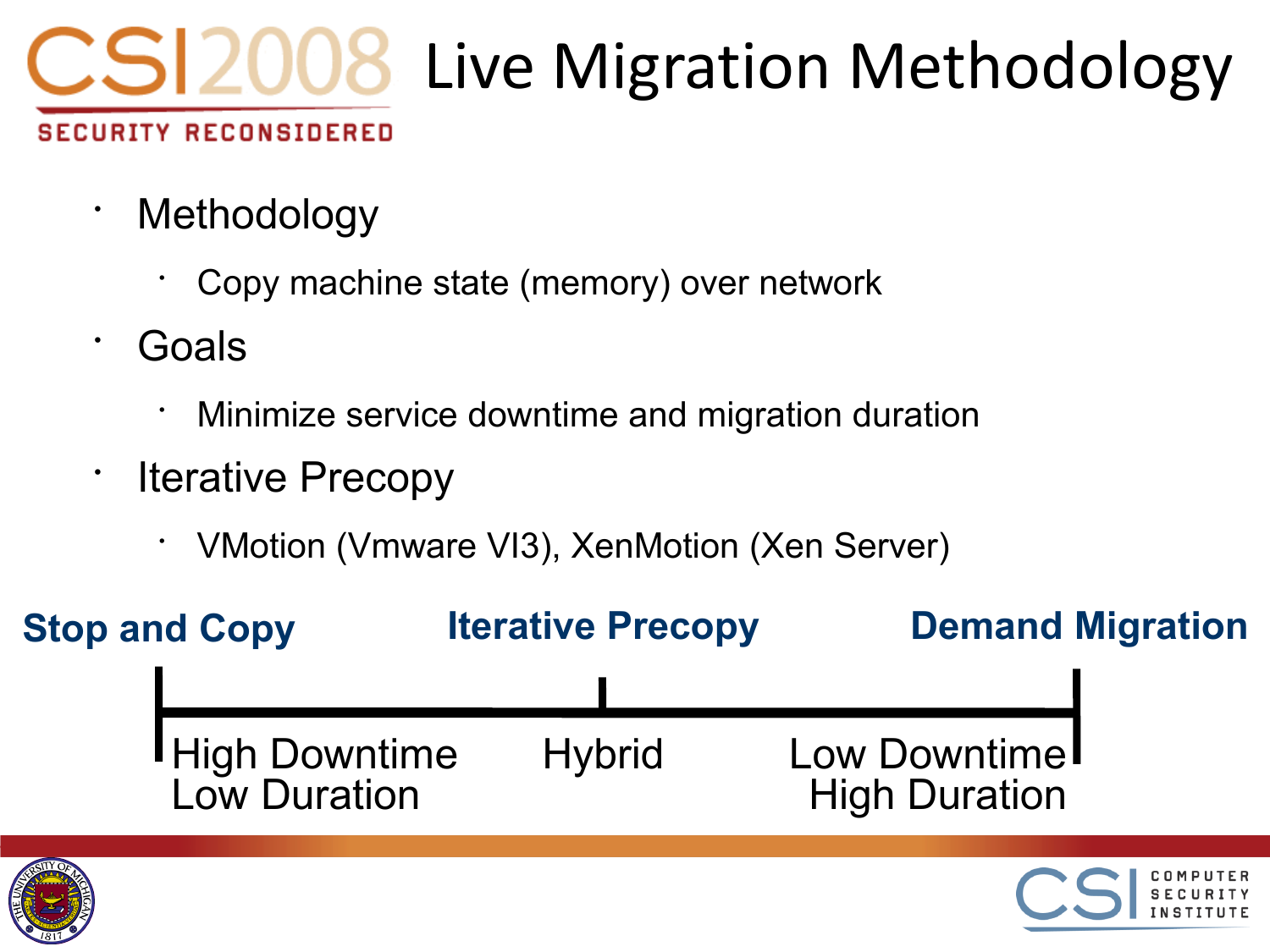# Live Migration Methodology

- Methodology
  - Copy machine state (memory) over network
- Goals
  - Minimize service downtime and migration duration
- Iterative Precopy
  - VMotion (Vmware VI3), XenMotion (Xen Server)

| **Stop and Copy** | **Iterative Precopy** | **Demand Migration** |
| --- | --- | --- |
| High Downtime<br>Low Duration | Hybrid | Low Downtime<br>High Duration |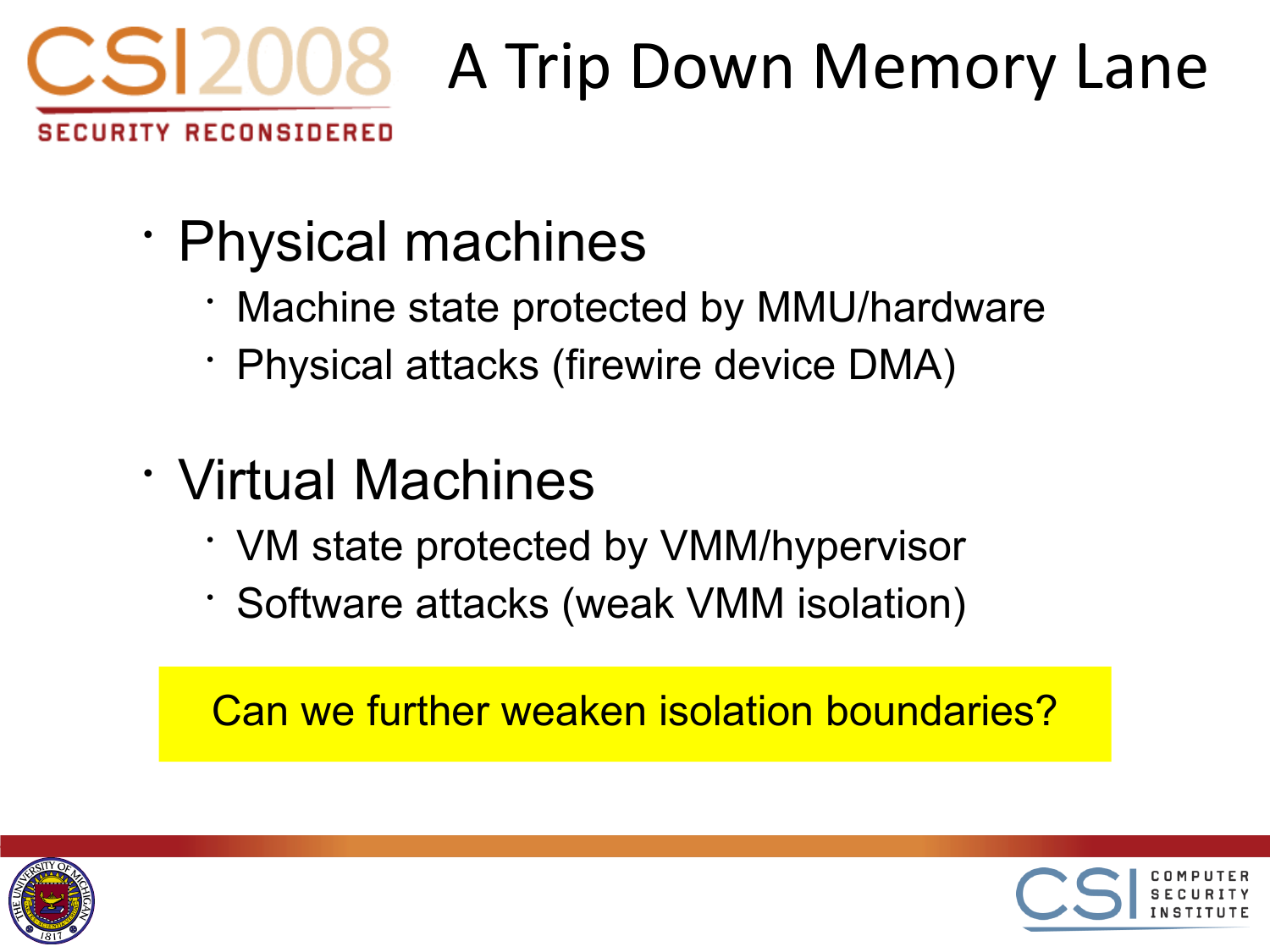# A Trip Down Memory Lane

- Physical machines
  - Machine state protected by MMU/hardware
  - Physical attacks (firewire device DMA)
- Virtual Machines
  - VM state protected by VMM/hypervisor
  - Software attacks (weak VMM isolation)

Can we further weaken isolation boundaries?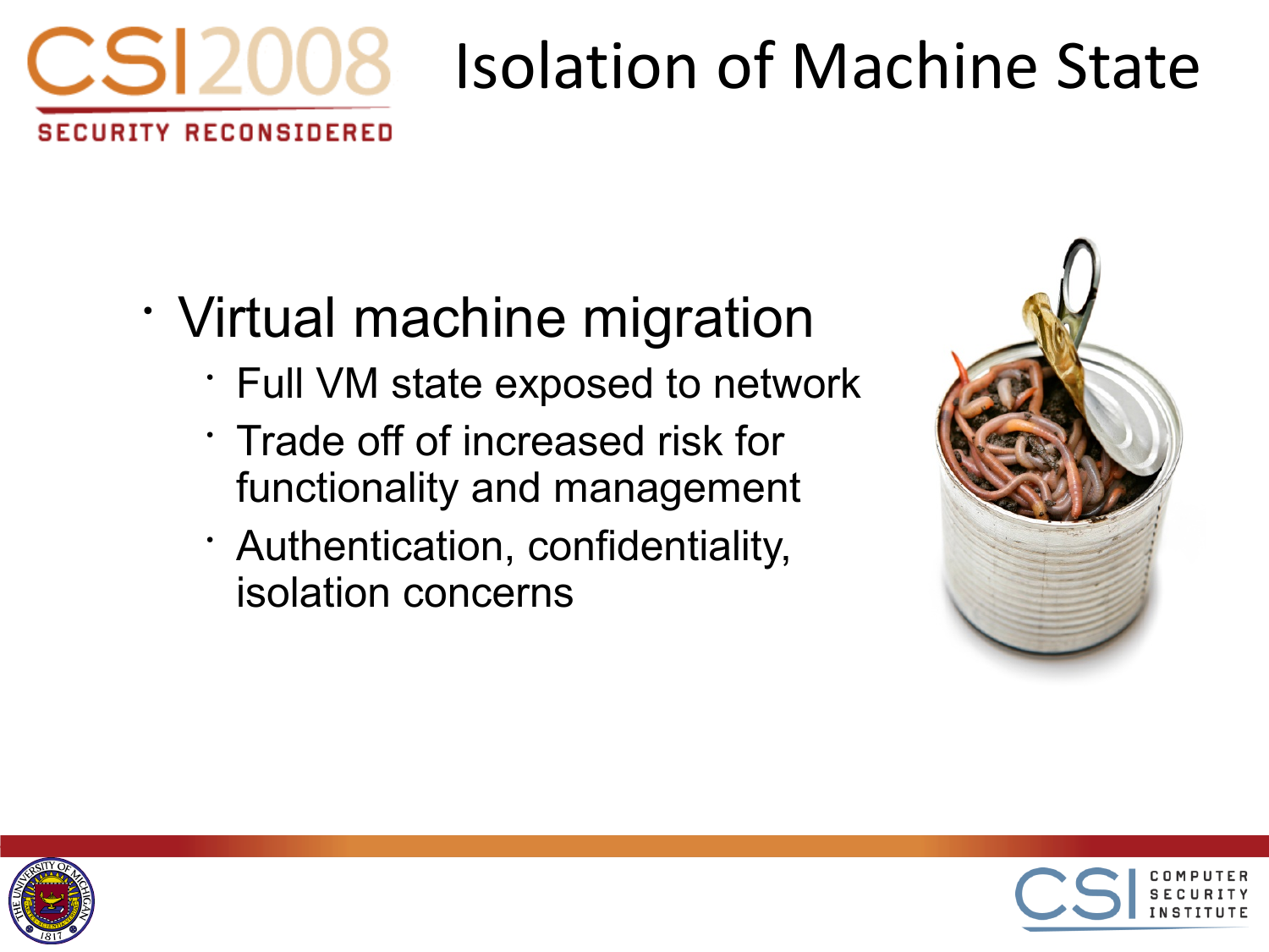# Isolation of Machine State

- Virtual machine migration
  - Full VM state exposed to network
  - Trade off of increased risk for functionality and management
  - Authentication, confidentiality, isolation concerns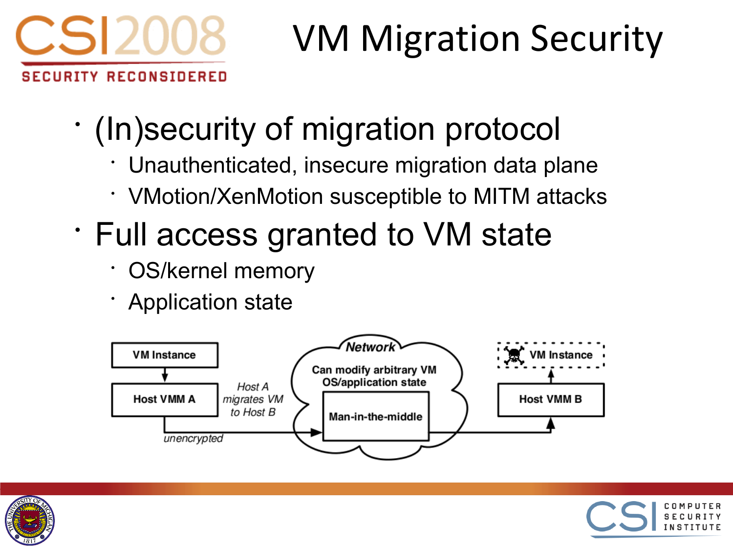# VM Migration Security

- (In)security of migration protocol
  - Unauthenticated, insecure migration data plane
  - VMotion/XenMotion susceptible to MITM attacks
- Full access granted to VM state
  - OS/kernel memory
  - Application state

VM Instance

Host VMM A

*Host A migrates VM to Host B*

*unencrypted*

***Network***

Can modify arbitrary VM OS/application state

Man-in-the-middle

VM Instance

Host VMM B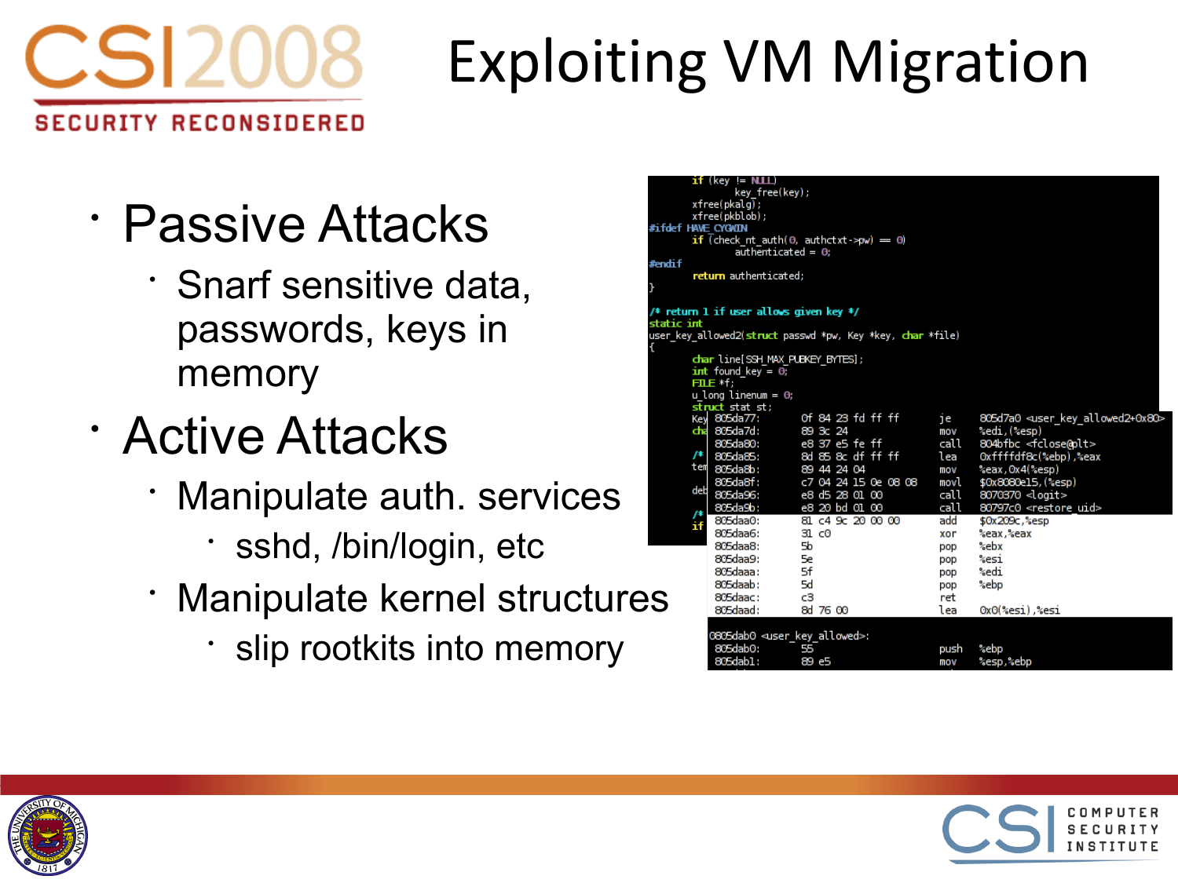# Exploiting VM Migration

- Passive Attacks
  - Snarf sensitive data, passwords, keys in memory
- Active Attacks
  - Manipulate auth. services
    - sshd, /bin/login, etc
  - Manipulate kernel structures
    - slip rootkits into memory

```
        if (key != NULL)
                key_free(key);
        xfree(pkalg);
        xfree(pkblob);
#ifdef HAVE_CYGWIN
        if (check_nt_auth(0, authctxt->pw) == 0)
                authenticated = 0;
#endif
        return authenticated;
}

/* return 1 if user allows given key */
static int
user_key_allowed2(struct passwd *pw, Key *key, char *file)
{
        char line[SSH_MAX_PUBKEY_BYTES];
        int found_key = 0;
        FILE *f;
        u_long linenum = 0;
        struct stat st;
```

```
 805da77:       0f 84 23 fd ff ff       je     805d7a0 <user_key_allowed2+0x80>
 805da7d:       89 3c 24                mov    %edi,(%esp)
 805da80:       e8 37 e5 fe ff          call   804bfbc <fclose@plt>
 805da85:       8d 85 8c df ff ff       lea    0xffffdf8c(%ebp),%eax
 805da8b:       89 44 24 04             mov    %eax,0x4(%esp)
 805da8f:       c7 04 24 15 0e 08 08    movl   $0x8080e15,(%esp)
 805da96:       e8 d5 28 01 00          call   8070370 <logit>
 805da9b:       e8 20 bd 01 00          call   80797c0 <restore_uid>
 805daa0:       81 c4 9c 20 00 00       add    $0x209c,%esp
 805daa6:       31 c0                   xor    %eax,%eax
 805daa8:       5b                      pop    %ebx
 805daa9:       5e                      pop    %esi
 805daaa:       5f                      pop    %edi
 805daab:       5d                      pop    %ebp
 805daac:       c3                      ret
 805daad:       8d 76 00                lea    0x0(%esi),%esi

0805dab0 <user_key_allowed>:
 805dab0:       55                      push   %ebp
 805dab1:       89 e5                   mov    %esp,%ebp
```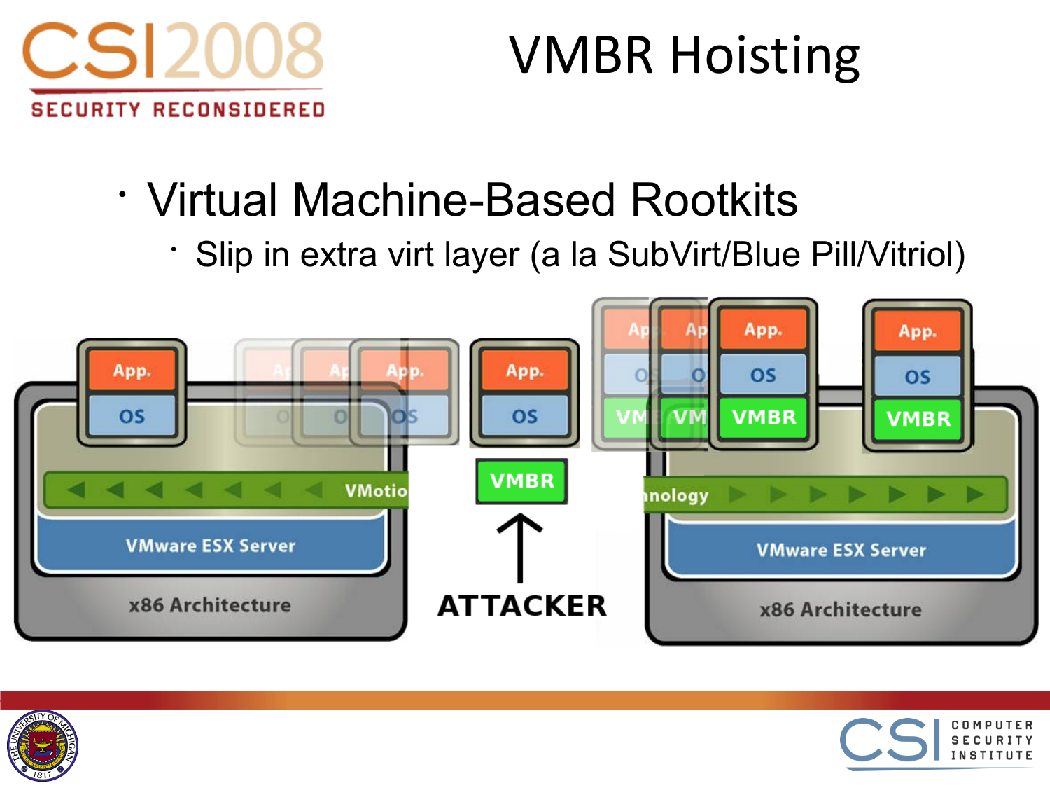# VMBR Hoisting

- Virtual Machine-Based Rootkits
  - Slip in extra virt layer (a la SubVirt/Blue Pill/Vitriol)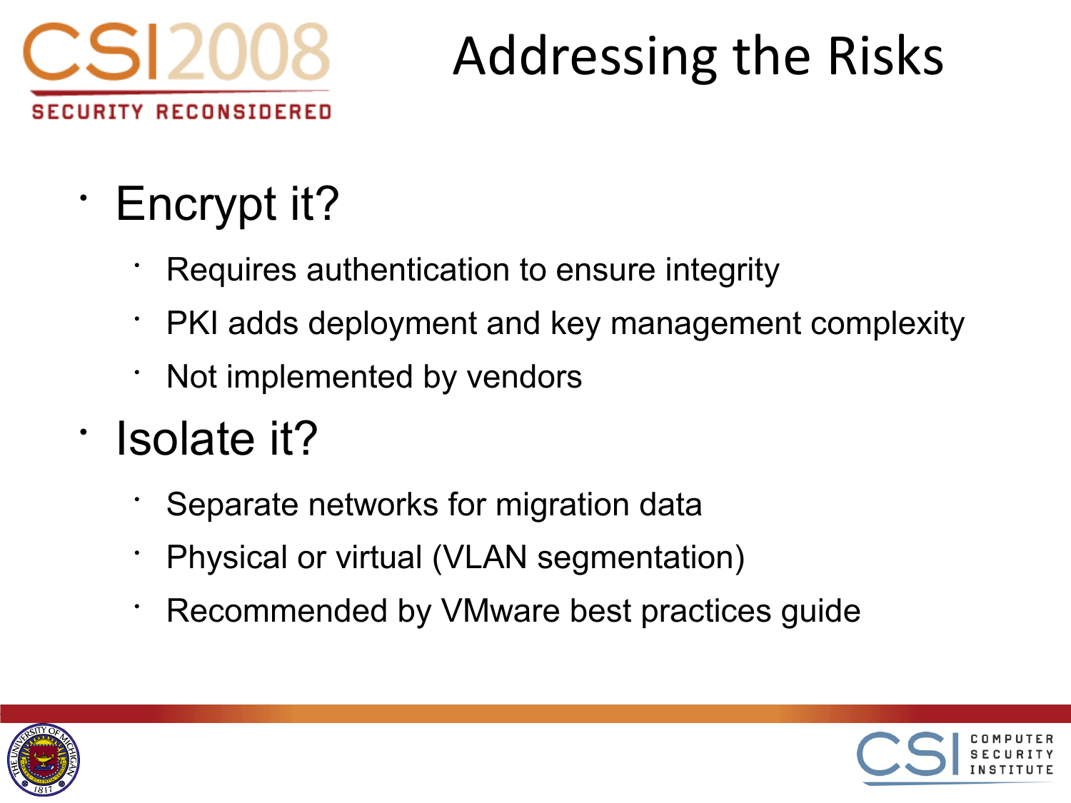# Addressing the Risks

- Encrypt it?
  - Requires authentication to ensure integrity
  - PKI adds deployment and key management complexity
  - Not implemented by vendors
- Isolate it?
  - Separate networks for migration data
  - Physical or virtual (VLAN segmentation)
  - Recommended by VMware best practices guide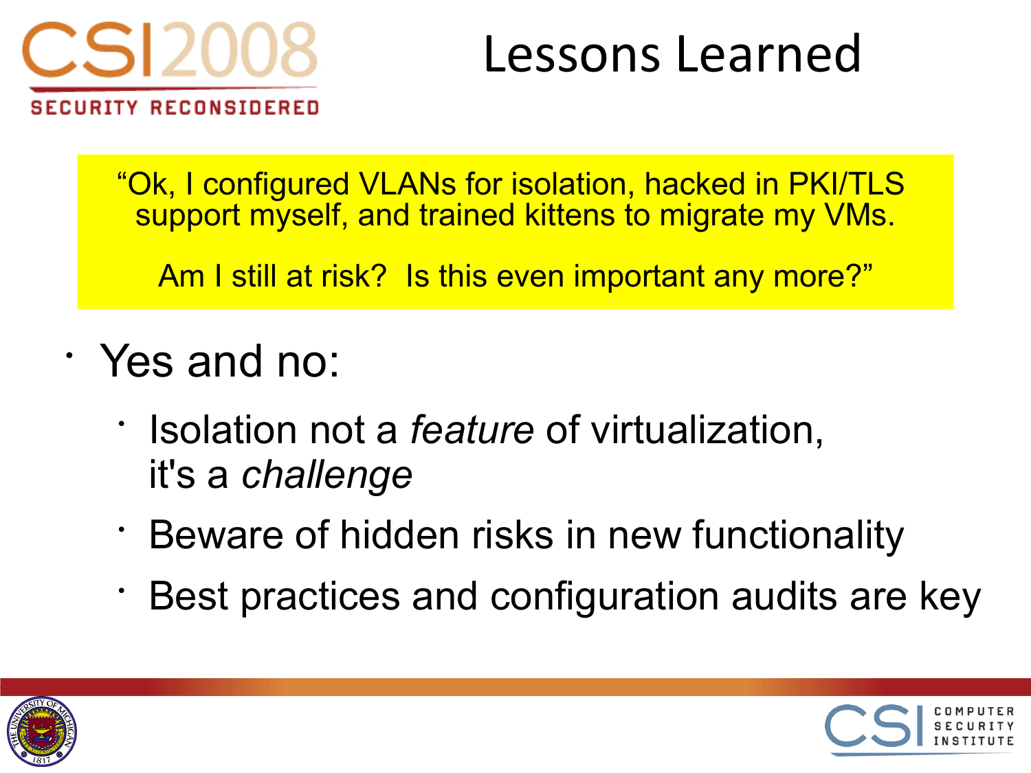# Lessons Learned

> "Ok, I configured VLANs for isolation, hacked in PKI/TLS support myself, and trained kittens to migrate my VMs.
>
> Am I still at risk? Is this even important any more?"

- Yes and no:
  - Isolation not a *feature* of virtualization, it's a *challenge*
  - Beware of hidden risks in new functionality
  - Best practices and configuration audits are key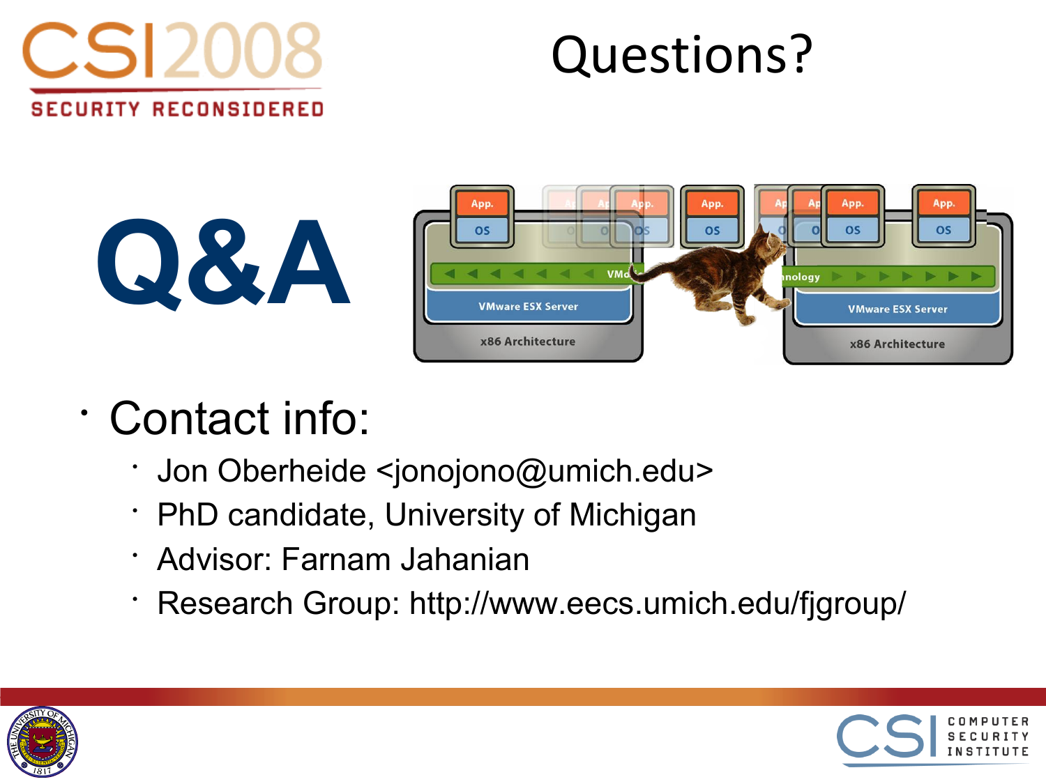# Questions?

# Q&A

- Contact info:
  - Jon Oberheide <jonojono@umich.edu>
  - PhD candidate, University of Michigan
  - Advisor: Farnam Jahanian
  - Research Group: http://www.eecs.umich.edu/fjgroup/